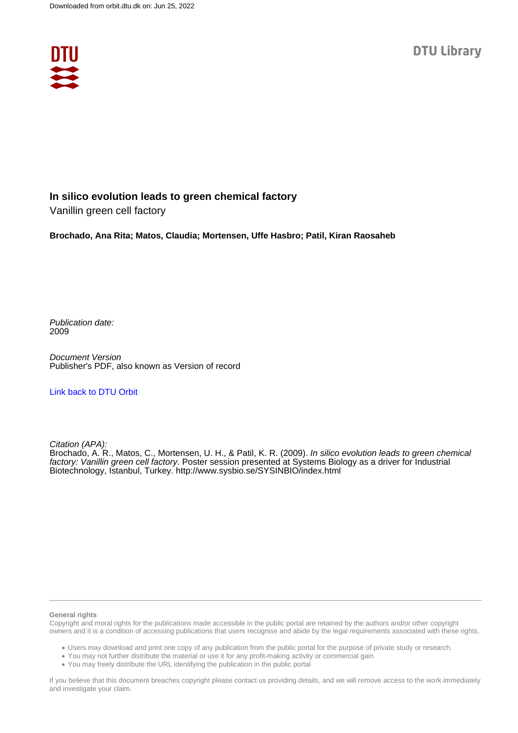Downloaded from orbit.dtu.dk on: Jun 25, 2022

DTU Library

# In silico evolution leads to green chemical factory

Vanillin green cell factory

**Brochado, Ana Rita; Matos, Claudia; Mortensen, Uffe Hasbro; Patil, Kiran Raosaheb**

*Publication date:*
2009

*Document Version*
Publisher's PDF, also known as Version of record

[Link back to DTU Orbit](#)

*Citation (APA):*
Brochado, A. R., Matos, C., Mortensen, U. H., & Patil, K. R. (2009). *In silico evolution leads to green chemical factory: Vanillin green cell factory*. Poster session presented at Systems Biology as a driver for Industrial Biotechnology, Istanbul, Turkey. http://www.sysbio.se/SYSINBIO/index.html

**General rights**

Copyright and moral rights for the publications made accessible in the public portal are retained by the authors and/or other copyright owners and it is a condition of accessing publications that users recognise and abide by the legal requirements associated with these rights.

- Users may download and print one copy of any publication from the public portal for the purpose of private study or research.
- You may not further distribute the material or use it for any profit-making activity or commercial gain
- You may freely distribute the URL identifying the publication in the public portal

If you believe that this document breaches copyright please contact us providing details, and we will remove access to the work immediately and investigate your claim.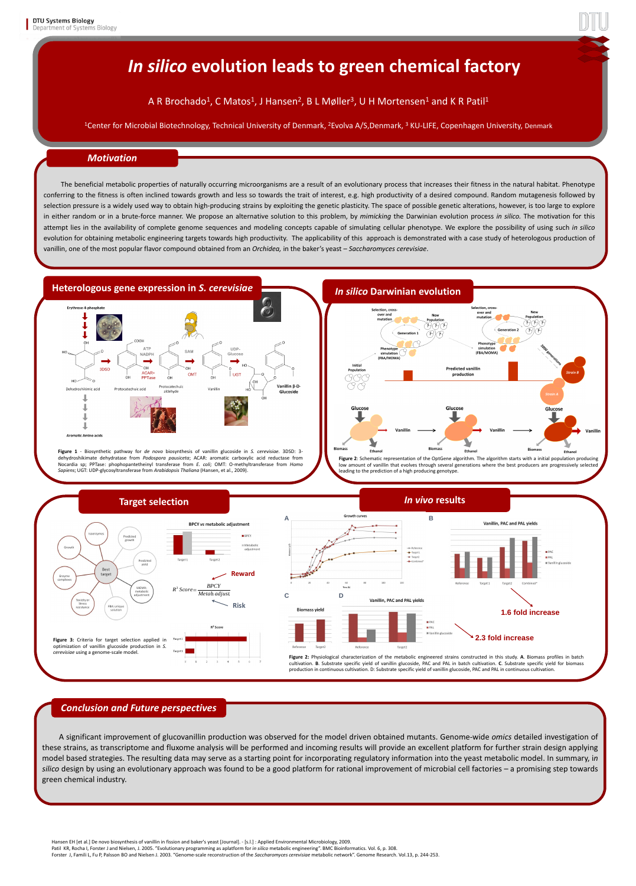DTU Systems Biology
Department of Systems Biology

# *In silico* evolution leads to green chemical factory

A R Brochado[1], C Matos[1], J Hansen[2], B L Møller[3], U H Mortensen[1] and K R Patil[1]

[1]Center for Microbial Biotechnology, Technical University of Denmark, [2]Evolva A/S,Denmark, [3] KU-LIFE, Copenhagen University, Denmark

## *Motivation*

The beneficial metabolic properties of naturally occurring microorganisms are a result of an evolutionary process that increases their fitness in the natural habitat. Phenotype conferring to the fitness is often inclined towards growth and less so towards the trait of interest, e.g. high productivity of a desired compound. Random mutagenesis followed by selection pressure is a widely used way to obtain high-producing strains by exploiting the genetic plasticity. The space of possible genetic alterations, however, is too large to explore in either random or in a brute-force manner. We propose an alternative solution to this problem, by *mimicking* the Darwinian evolution process *in silico.* The motivation for this attempt lies in the availability of complete genome sequences and modeling concepts capable of simulating cellular phenotype. We explore the possibility of using such *in silico* evolution for obtaining metabolic engineering targets towards high productivity. The applicability of this approach is demonstrated with a case study of heterologous production of vanillin, one of the most popular flavor compound obtained from an *Orchidea,* in the baker's yeast – *Saccharomyces cerevisiae*.

## Heterologous gene expression in *S. cerevisiae*

Erythrose-4-phosphate

Dehydroshikimic acid — 3DSD → Protocatechuic acid — ATP, NADPH, ACAR+PPTase → Protocatechuic aldehyde — SAM, OMT → Vanillin — UDP-Glucose, UGT → Vanillin β-D-Glucoside

Aromatic Amino acids

**Figure 1** - Biosynthetic pathway for *de novo* biosynthesis of vanillin glucoside in *S. cerevisiae*. 3DSD: 3-dehydroshikimate dehydratase from *Podospora pausiceta*; ACAR: aromatic carboxylic acid reductase from Nocardia sp; PPTase: phophopantetheinyl transferase from *E. coli*; OMT: O-methyltransferase from *Homo Sapiens*; UGT: UDP-glycosyltransferase from *Arabidopsis Thaliana* (Hansen, et al., 2009).

## *In silico* Darwinian evolution

Selection, cross-over and mutation
New Population
Generation 1
Generation 2
Phenotype simulation (FBA/MOMA)
Initial Population
Predicted vanillin production
2000 generations
Strain B
Strain A
Glucose
Vanillin
Biomass
Ethanol

**Figure 2**: Schematic representation of the OptGene algorithm. The algorithm starts with a initial population producing low amount of vanillin that evolves through several generations where the best producers are progressively selected leading to the prediction of a high producing genotype.

## Target selection

Isoenzymes
Predicted growth
Growth
Predicted yield
Best target
Enzyme complexes
MOMA: metabolic adjustment
Toxicity or Stress resistance
FBA unique solution

BPCY vs metabolic adjustment
BPCY
Metabolic adjustment
Target 1
Target 2

$$R^2\ Score = \frac{BPCY}{Metab\ adjust.}$$

Reward
Risk

R[2] Score
Target 2
Target 1
0 1 2 3 4 5 6 7

**Figure 3**: Criteria for target selection applied in optimization of vanillin glucoside production in *S. cerevisiae* using a genome-scale model.

## *In vivo* results

A
Growth curves
Reference
Target 1
Target 2
Combined
Time (h)
0 20 40 60 80 100 120

B
Vanillin, PAC and PAL yields
PAC
PAL
Vanillin glucoside
Reference
Target 1
Target 2
Combined*

C
Biomass yield
Reference
Target 2

D
Vanillin, PAC and PAL yields
PAC
PAL
Vanillin glucoside
Reference
Target 2

1.6 fold increase

2.3 fold increase

**Figure 2:** Physiological characterization of the metabolic engineered strains constructed in this study. **A.** Biomass profiles in batch cultivation. **B.** Substrate specific yield of vanillin glucoside, PAC and PAL in batch cultivation. **C.** Substrate specific yield for biomass production in continuous cultivation. D: Substrate specific yield of vanillin glucoside, PAC and PAL in continuous cultivation.

## *Conclusion and Future perspectives*

A significant improvement of glucovanillin production was observed for the model driven obtained mutants. Genome-wide *omics* detailed investigation of these strains, as transcriptome and fluxome analysis will be performed and incoming results will provide an excellent platform for further strain design applying model based strategies. The resulting data may serve as a starting point for incorporating regulatory information into the yeast metabolic model. In summary, *in silico* design by using an evolutionary approach was found to be a good platform for rational improvement of microbial cell factories – a promising step towards green chemical industry.

Hansen EH [et al.] De novo biosynthesis of vanillin in fission and baker's yeast [Journal]. - [s.l.] : Applied Environmental Microbiology, 2009.
Patil KR, Rocha I, Forster J and Nielsen, J. 2005. "Evolutionary programming as aplatform for *in silico* metabolic engineering". BMC Bioinformatics. Vol. 6, p. 308.
Forster J, Famili I, Fu P, Palsson BO and Nielsen J. 2003. "Genome-scale reconstruction of the *Saccharomyces cerevisiae* metabolic network". Genome Research. Vol.13, p. 244-253.